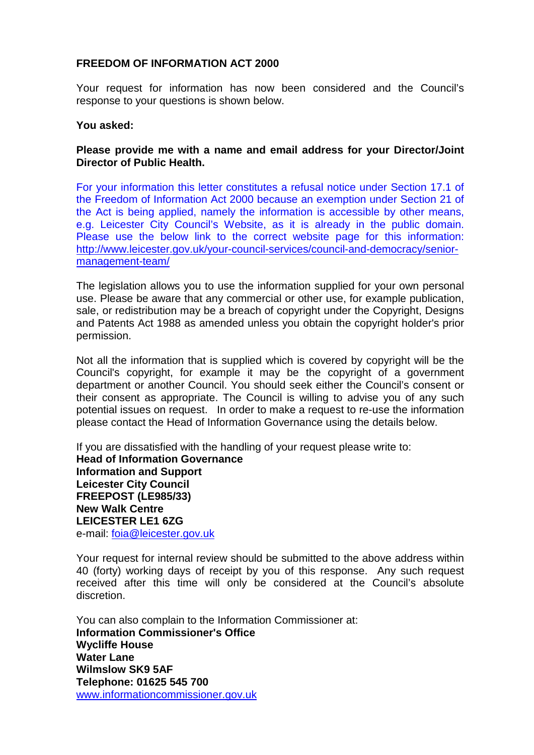**FREEDOM OF INFORMATION ACT 2000**

Your request for information has now been considered and the Council's response to your questions is shown below.

**You asked:**

**Please provide me with a name and email address for your Director/Joint Director of Public Health.**

For your information this letter constitutes a refusal notice under Section 17.1 of the Freedom of Information Act 2000 because an exemption under Section 21 of the Act is being applied, namely the information is accessible by other means, e.g. Leicester City Council's Website, as it is already in the public domain. Please use the below link to the correct website page for this information: http://www.leicester.gov.uk/your-council-services/council-and-democracy/senior-management-team/

The legislation allows you to use the information supplied for your own personal use. Please be aware that any commercial or other use, for example publication, sale, or redistribution may be a breach of copyright under the Copyright, Designs and Patents Act 1988 as amended unless you obtain the copyright holder's prior permission.

Not all the information that is supplied which is covered by copyright will be the Council's copyright, for example it may be the copyright of a government department or another Council. You should seek either the Council's consent or their consent as appropriate. The Council is willing to advise you of any such potential issues on request. In order to make a request to re-use the information please contact the Head of Information Governance using the details below.

If you are dissatisfied with the handling of your request please write to:
**Head of Information Governance**
**Information and Support**
**Leicester City Council**
**FREEPOST (LE985/33)**
**New Walk Centre**
**LEICESTER LE1 6ZG**
e-mail: foia@leicester.gov.uk

Your request for internal review should be submitted to the above address within 40 (forty) working days of receipt by you of this response. Any such request received after this time will only be considered at the Council's absolute discretion.

You can also complain to the Information Commissioner at:
**Information Commissioner's Office**
**Wycliffe House**
**Water Lane**
**Wilmslow SK9 5AF**
**Telephone: 01625 545 700**
www.informationcommissioner.gov.uk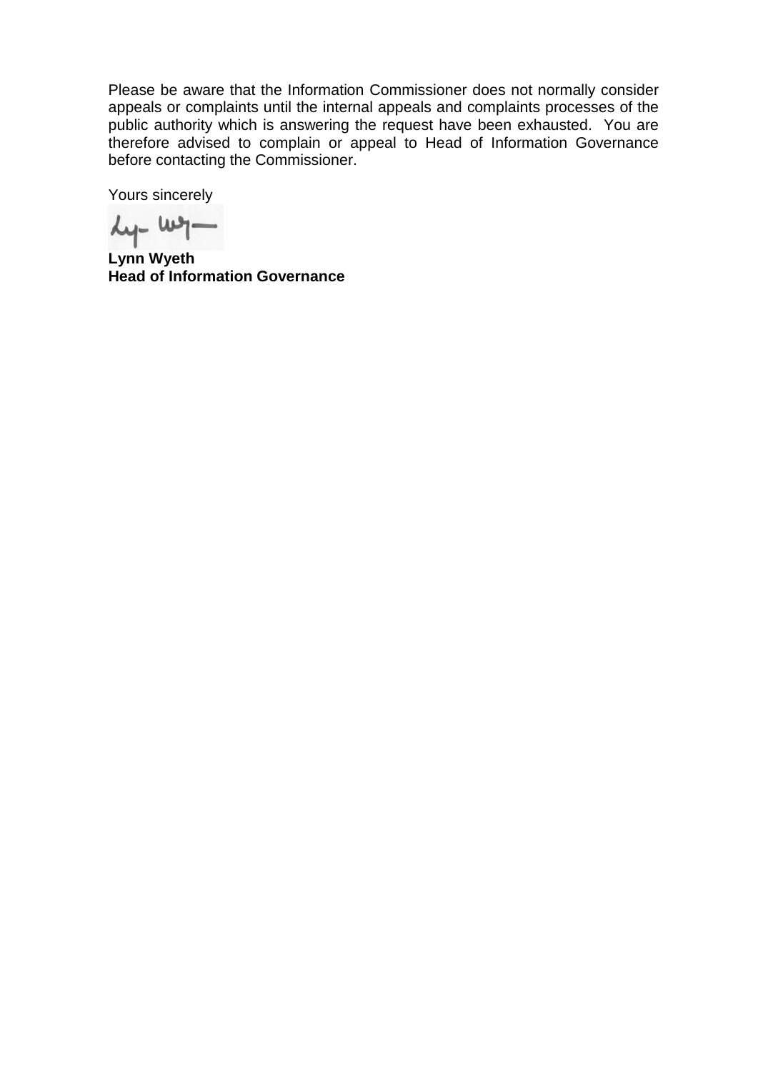Please be aware that the Information Commissioner does not normally consider appeals or complaints until the internal appeals and complaints processes of the public authority which is answering the request have been exhausted. You are therefore advised to complain or appeal to Head of Information Governance before contacting the Commissioner.

Yours sincerely

**Lynn Wyeth**
**Head of Information Governance**